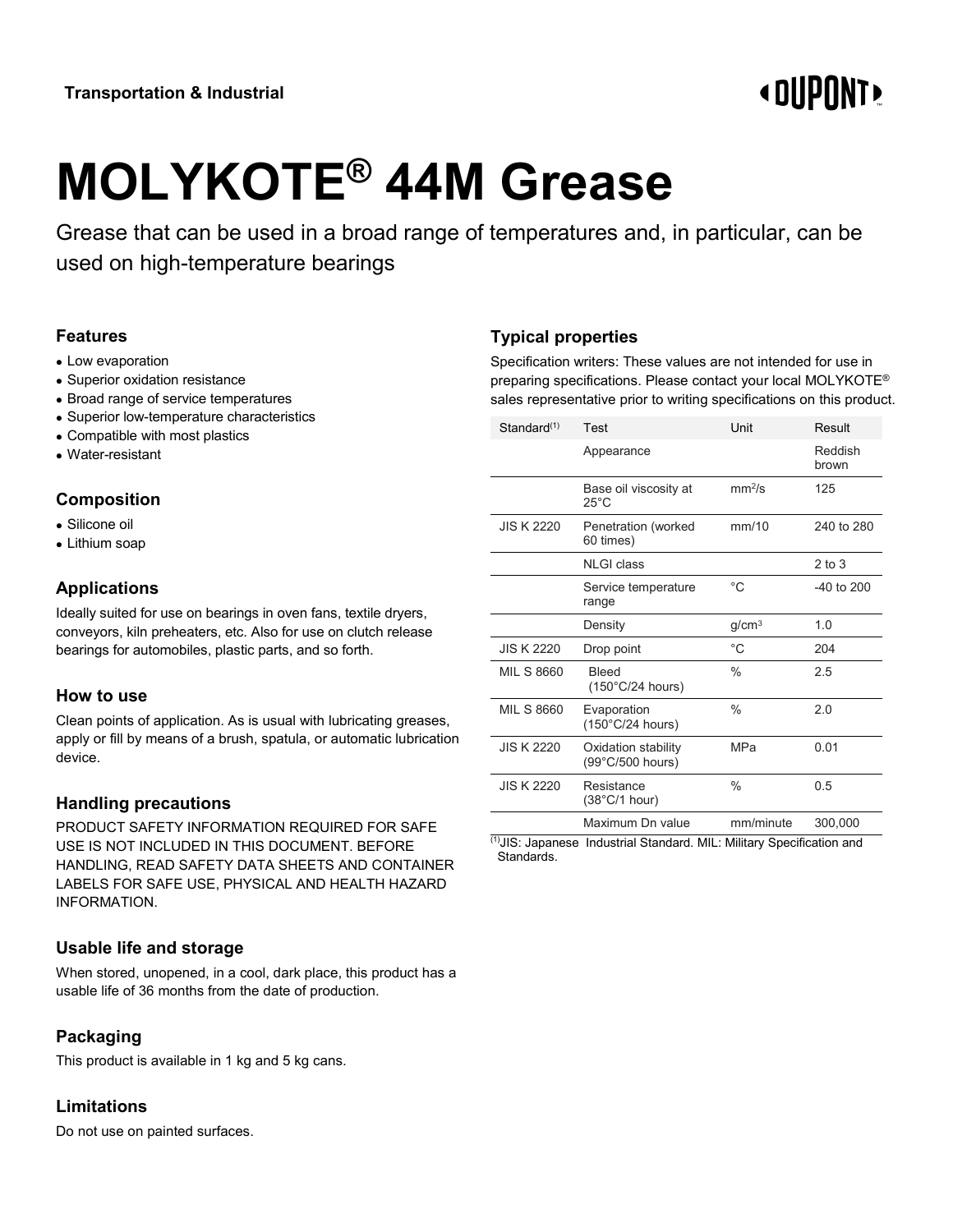Transportation & Industrial

# MOLYKOTE® 44M Grease

Grease that can be used in a broad range of temperatures and, in particular, can be used on high-temperature bearings

## Features

- Low evaporation
- Superior oxidation resistance
- Broad range of service temperatures
- Superior low-temperature characteristics
- Compatible with most plastics
- Water-resistant

## Composition

- Silicone oil
- Lithium soap

## Applications

Ideally suited for use on bearings in oven fans, textile dryers, conveyors, kiln preheaters, etc. Also for use on clutch release bearings for automobiles, plastic parts, and so forth.

## How to use

Clean points of application. As is usual with lubricating greases, apply or fill by means of a brush, spatula, or automatic lubrication device.

## Handling precautions

PRODUCT SAFETY INFORMATION REQUIRED FOR SAFE USE IS NOT INCLUDED IN THIS DOCUMENT. BEFORE HANDLING, READ SAFETY DATA SHEETS AND CONTAINER LABELS FOR SAFE USE, PHYSICAL AND HEALTH HAZARD INFORMATION.

## Usable life and storage

When stored, unopened, in a cool, dark place, this product has a usable life of 36 months from the date of production.

## Packaging

This product is available in 1 kg and 5 kg cans.

## Limitations

Do not use on painted surfaces.

## Typical properties

Specification writers: These values are not intended for use in preparing specifications. Please contact your local MOLYKOTE® sales representative prior to writing specifications on this product.

| Standard[1] | Test | Unit | Result |
|---|---|---|---|
| | Appearance | | Reddish brown |
| | Base oil viscosity at 25°C | $mm^2/s$ | 125 |
| JIS K 2220 | Penetration (worked 60 times) | mm/10 | 240 to 280 |
| | NLGI class | | 2 to 3 |
| | Service temperature range | °C | -40 to 200 |
| | Density | $g/cm^3$ | 1.0 |
| JIS K 2220 | Drop point | °C | 204 |
| MIL S 8660 | Bleed (150°C/24 hours) | % | 2.5 |
| MIL S 8660 | Evaporation (150°C/24 hours) | % | 2.0 |
| JIS K 2220 | Oxidation stability (99°C/500 hours) | MPa | 0.01 |
| JIS K 2220 | Resistance (38°C/1 hour) | % | 0.5 |
| | Maximum Dn value | mm/minute | 300,000 |

[1]JIS: Japanese Industrial Standard. MIL: Military Specification and Standards.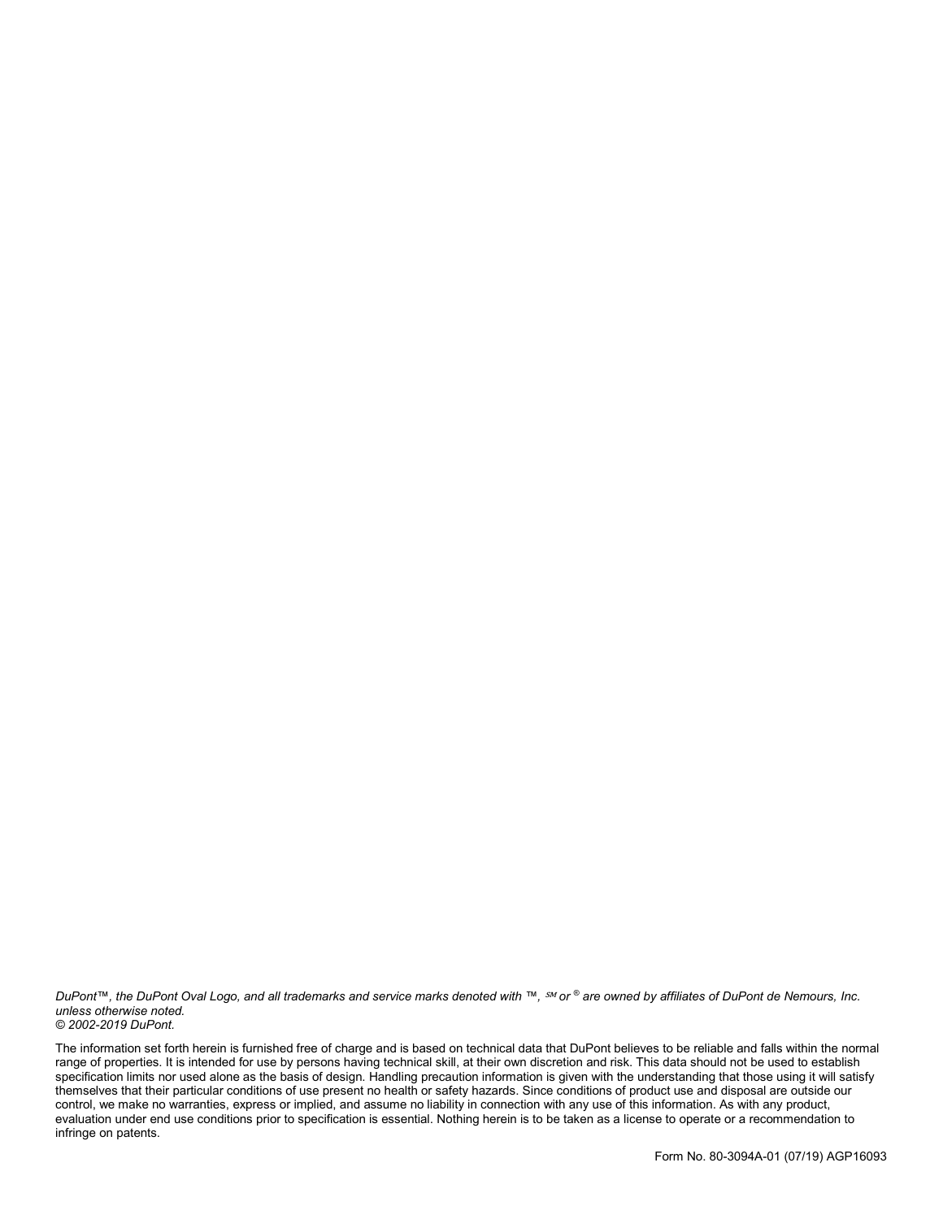*DuPont™, the DuPont Oval Logo, and all trademarks and service marks denoted with ™, ℠ or ® are owned by affiliates of DuPont de Nemours, Inc. unless otherwise noted.*
*© 2002-2019 DuPont.*

The information set forth herein is furnished free of charge and is based on technical data that DuPont believes to be reliable and falls within the normal range of properties. It is intended for use by persons having technical skill, at their own discretion and risk. This data should not be used to establish specification limits nor used alone as the basis of design. Handling precaution information is given with the understanding that those using it will satisfy themselves that their particular conditions of use present no health or safety hazards. Since conditions of product use and disposal are outside our control, we make no warranties, express or implied, and assume no liability in connection with any use of this information. As with any product, evaluation under end use conditions prior to specification is essential. Nothing herein is to be taken as a license to operate or a recommendation to infringe on patents.

Form No. 80-3094A-01 (07/19) AGP16093